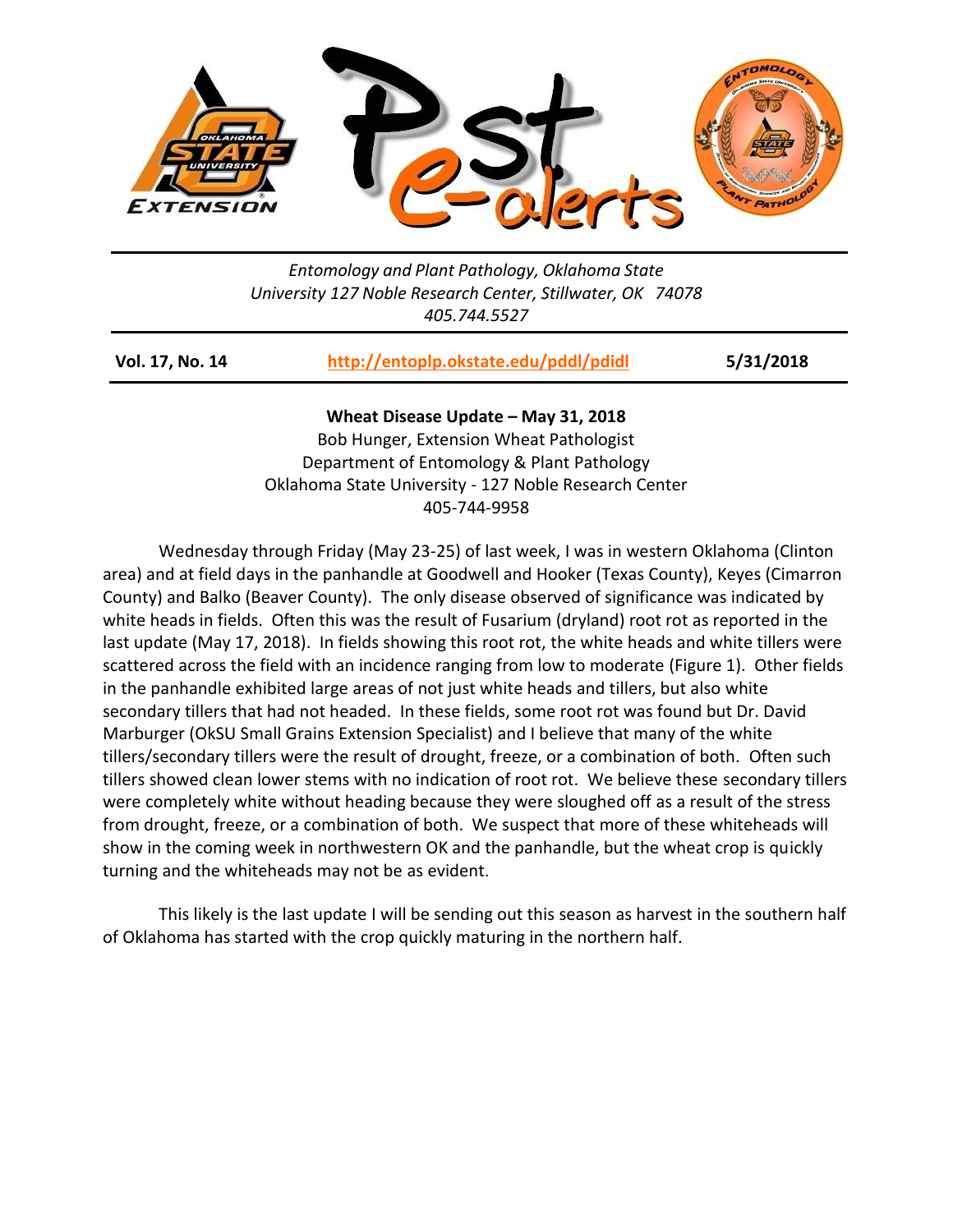*Entomology and Plant Pathology, Oklahoma State University 127 Noble Research Center, Stillwater, OK 74078*
*405.744.5527*

| Vol. 17, No. 14 | http://entoplp.okstate.edu/pddl/pdidl | 5/31/2018 |
|---|---|---|

**Wheat Disease Update – May 31, 2018**
Bob Hunger, Extension Wheat Pathologist
Department of Entomology & Plant Pathology
Oklahoma State University - 127 Noble Research Center
405-744-9958

Wednesday through Friday (May 23-25) of last week, I was in western Oklahoma (Clinton area) and at field days in the panhandle at Goodwell and Hooker (Texas County), Keyes (Cimarron County) and Balko (Beaver County). The only disease observed of significance was indicated by white heads in fields. Often this was the result of Fusarium (dryland) root rot as reported in the last update (May 17, 2018). In fields showing this root rot, the white heads and white tillers were scattered across the field with an incidence ranging from low to moderate (Figure 1). Other fields in the panhandle exhibited large areas of not just white heads and tillers, but also white secondary tillers that had not headed. In these fields, some root rot was found but Dr. David Marburger (OkSU Small Grains Extension Specialist) and I believe that many of the white tillers/secondary tillers were the result of drought, freeze, or a combination of both. Often such tillers showed clean lower stems with no indication of root rot. We believe these secondary tillers were completely white without heading because they were sloughed off as a result of the stress from drought, freeze, or a combination of both. We suspect that more of these whiteheads will show in the coming week in northwestern OK and the panhandle, but the wheat crop is quickly turning and the whiteheads may not be as evident.

This likely is the last update I will be sending out this season as harvest in the southern half of Oklahoma has started with the crop quickly maturing in the northern half.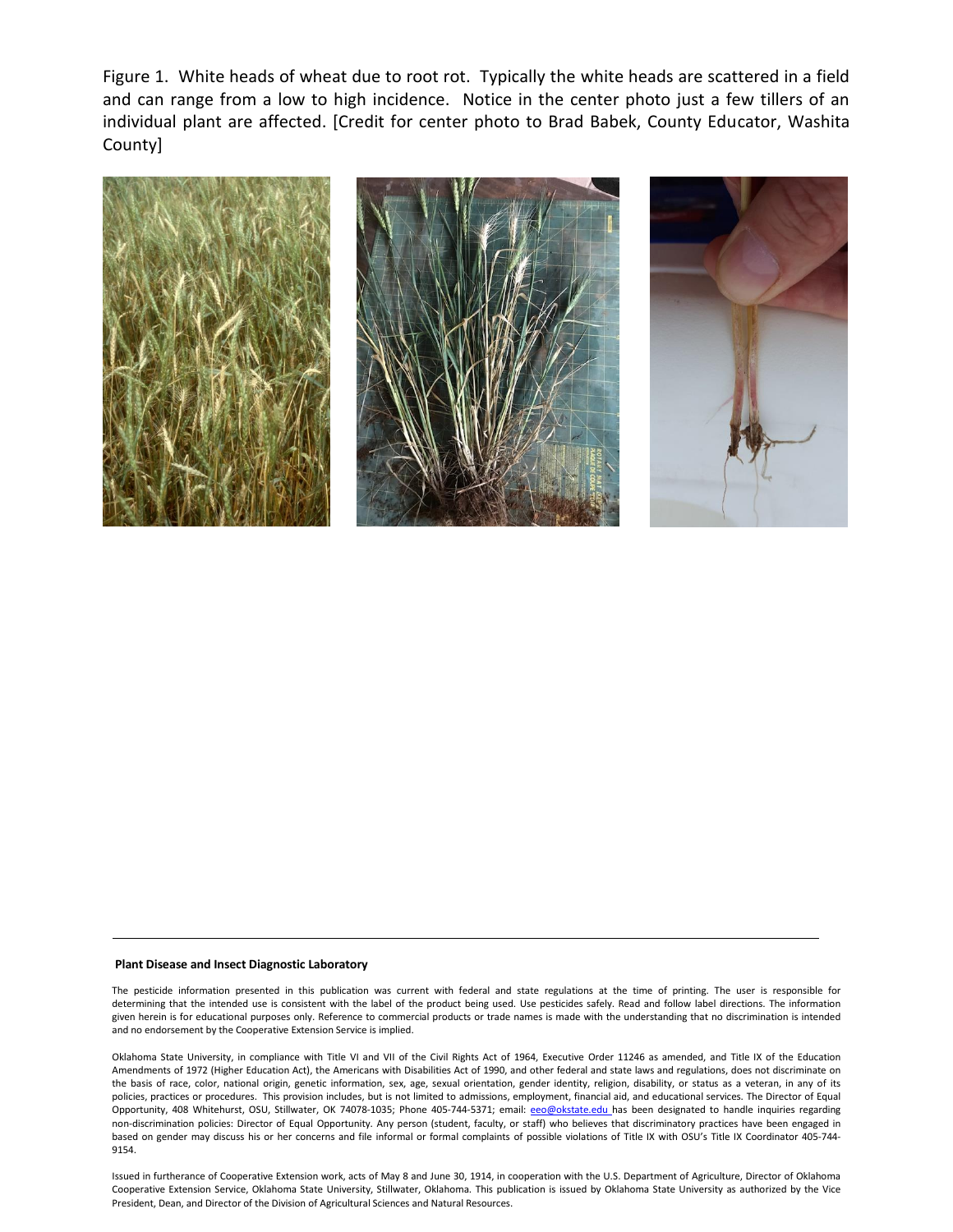Figure 1. White heads of wheat due to root rot. Typically the white heads are scattered in a field and can range from a low to high incidence. Notice in the center photo just a few tillers of an individual plant are affected. [Credit for center photo to Brad Babek, County Educator, Washita County]

**Plant Disease and Insect Diagnostic Laboratory**

The pesticide information presented in this publication was current with federal and state regulations at the time of printing. The user is responsible for determining that the intended use is consistent with the label of the product being used. Use pesticides safely. Read and follow label directions. The information given herein is for educational purposes only. Reference to commercial products or trade names is made with the understanding that no discrimination is intended and no endorsement by the Cooperative Extension Service is implied.

Oklahoma State University, in compliance with Title VI and VII of the Civil Rights Act of 1964, Executive Order 11246 as amended, and Title IX of the Education Amendments of 1972 (Higher Education Act), the Americans with Disabilities Act of 1990, and other federal and state laws and regulations, does not discriminate on the basis of race, color, national origin, genetic information, sex, age, sexual orientation, gender identity, religion, disability, or status as a veteran, in any of its policies, practices or procedures. This provision includes, but is not limited to admissions, employment, financial aid, and educational services. The Director of Equal Opportunity, 408 Whitehurst, OSU, Stillwater, OK 74078-1035; Phone 405-744-5371; email: eeo@okstate.edu has been designated to handle inquiries regarding non-discrimination policies: Director of Equal Opportunity. Any person (student, faculty, or staff) who believes that discriminatory practices have been engaged in based on gender may discuss his or her concerns and file informal or formal complaints of possible violations of Title IX with OSU's Title IX Coordinator 405-744-9154.

Issued in furtherance of Cooperative Extension work, acts of May 8 and June 30, 1914, in cooperation with the U.S. Department of Agriculture, Director of Oklahoma Cooperative Extension Service, Oklahoma State University, Stillwater, Oklahoma. This publication is issued by Oklahoma State University as authorized by the Vice President, Dean, and Director of the Division of Agricultural Sciences and Natural Resources.